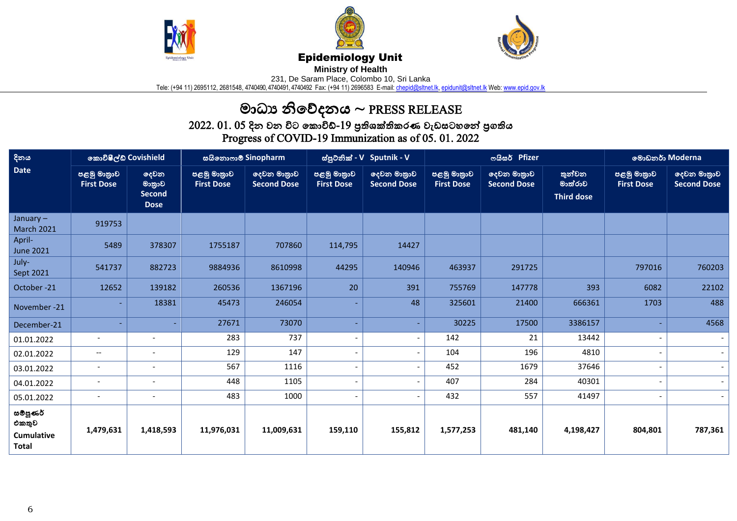**Epidemiology Unit**
**Ministry of Health**
231, De Saram Place, Colombo 10, Sri Lanka
Tele: (+94 11) 2695112, 2681548, 4740490, 4740491, 4740492 Fax: (+94 11) 2696583 E-mail: chepid@sltnet.lk, epidunit@sltnet.lk Web: www.epid.gov.lk

# මාධ්‍ය නිවේදනය ~ PRESS RELEASE

## 2022. 01. 05 දින වන විට කොවිඩ්-19 ප්‍රතිශක්තිකරණ වැඩසටහනේ ප්‍රගතිය
## Progress of COVID-19 Immunization as of 05. 01. 2022

| දිනය Date | කොවිෂීල්ඩ් Covishield | | සයිනොෆාම් Sinopharm | | ස්පුට්නික් - V Sputnik - V | | ෆයිසර් Pfizer | | | මොඩනර් Moderna | |
|---|---|---|---|---|---|---|---|---|---|---|---|
| | පළමු මාත්‍රාව First Dose | දෙවන මාත්‍රාව Second Dose | පළමු මාත්‍රාව First Dose | දෙවන මාත්‍රාව Second Dose | පළමු මාත්‍රාව First Dose | දෙවන මාත්‍රාව Second Dose | පළමු මාත්‍රාව First Dose | දෙවන මාත්‍රාව Second Dose | තුන්වන මාත්‍රාව Third dose | පළමු මාත්‍රාව First Dose | දෙවන මාත්‍රාව Second Dose |
| January – March 2021 | 919753 | | | | | | | | | | |
| April- June 2021 | 5489 | 378307 | 1755187 | 707860 | 114,795 | 14427 | | | | | |
| July- Sept 2021 | 541737 | 882723 | 9884936 | 8610998 | 44295 | 140946 | 463937 | 291725 | | 797016 | 760203 |
| October -21 | 12652 | 139182 | 260536 | 1367196 | 20 | 391 | 755769 | 147778 | 393 | 6082 | 22102 |
| November -21 | - | 18381 | 45473 | 246054 | - | 48 | 325601 | 21400 | 666361 | 1703 | 488 |
| December-21 | - | - | 27671 | 73070 | - | - | 30225 | 17500 | 3386157 | - | 4568 |
| 01.01.2022 | - | - | 283 | 737 | - | - | 142 | 21 | 13442 | - | - |
| 02.01.2022 | -- | - | 129 | 147 | - | - | 104 | 196 | 4810 | - | - |
| 03.01.2022 | - | - | 567 | 1116 | - | - | 452 | 1679 | 37646 | - | - |
| 04.01.2022 | - | - | 448 | 1105 | - | - | 407 | 284 | 40301 | - | - |
| 05.01.2022 | - | - | 483 | 1000 | - | - | 432 | 557 | 41497 | - | - |
| **සම්පූර්ණ එකතුව Cumulative Total** | **1,479,631** | **1,418,593** | **11,976,031** | **11,009,631** | **159,110** | **155,812** | **1,577,253** | **481,140** | **4,198,427** | **804,801** | **787,361** |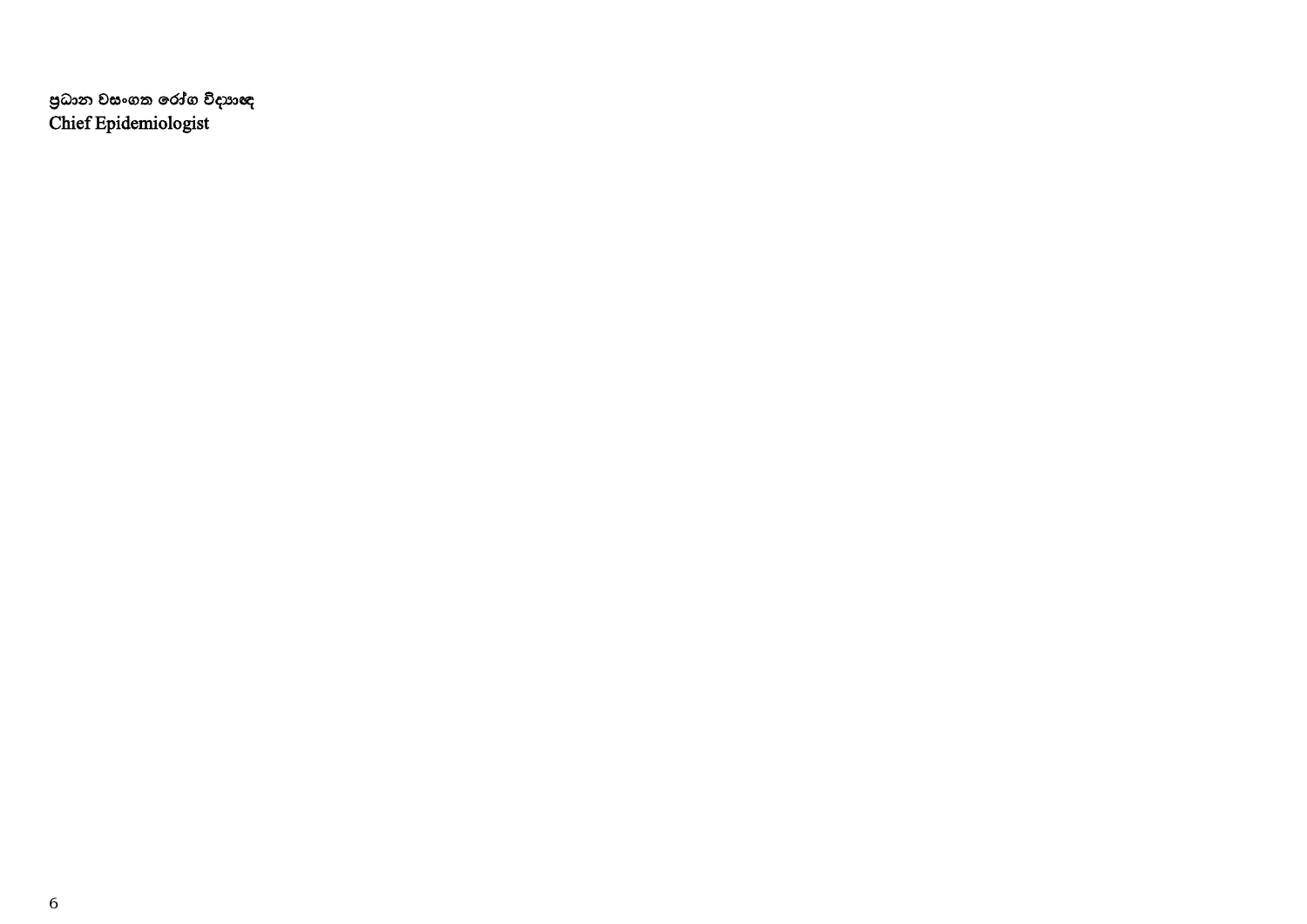ප්‍රධාන වසංගත රෝග විද්‍යාඥ
Chief Epidemiologist